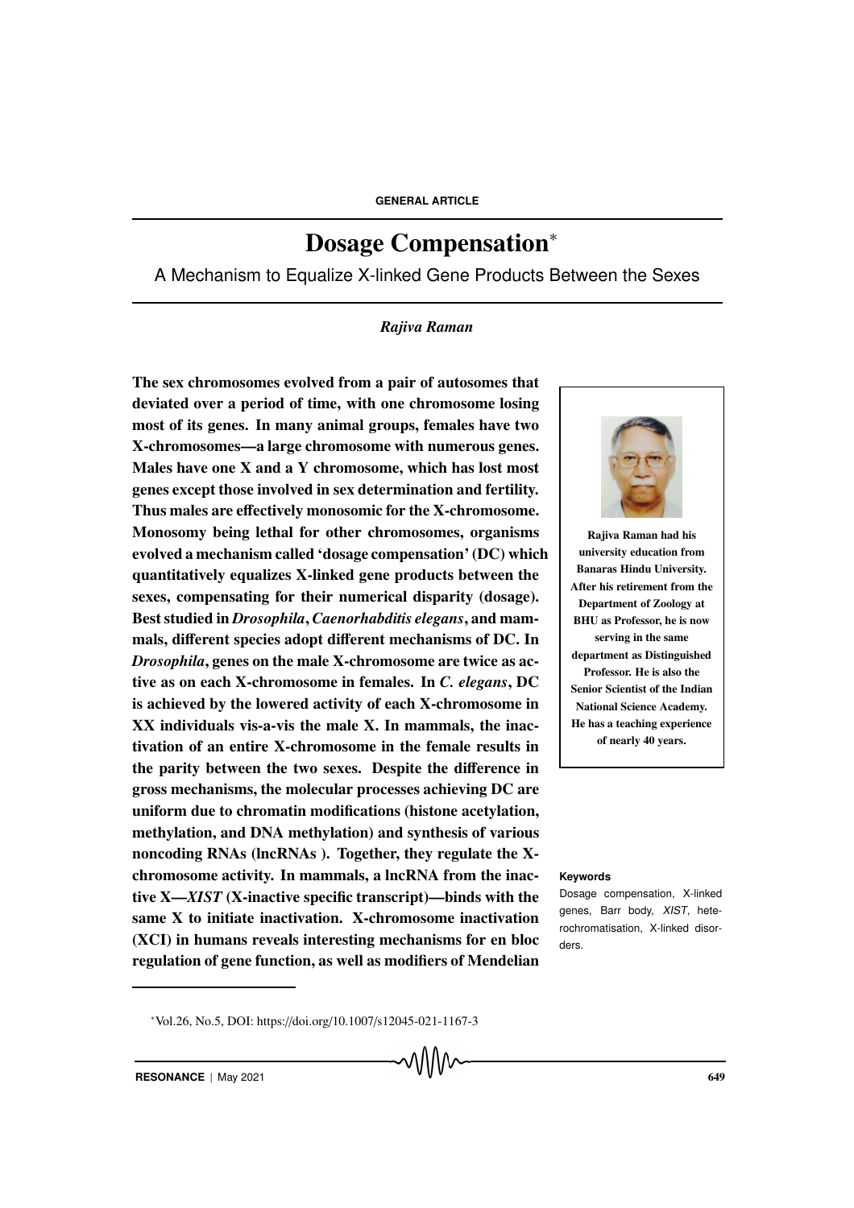GENERAL ARTICLE

# Dosage Compensation*

A Mechanism to Equalize X-linked Gene Products Between the Sexes

*Rajiva Raman*

**The sex chromosomes evolved from a pair of autosomes that deviated over a period of time, with one chromosome losing most of its genes. In many animal groups, females have two X-chromosomes—a large chromosome with numerous genes. Males have one X and a Y chromosome, which has lost most genes except those involved in sex determination and fertility. Thus males are effectively monosomic for the X-chromosome. Monosomy being lethal for other chromosomes, organisms evolved a mechanism called 'dosage compensation' (DC) which quantitatively equalizes X-linked gene products between the sexes, compensating for their numerical disparity (dosage). Best studied in *Drosophila*, *Caenorhabditis elegans*, and mammals, different species adopt different mechanisms of DC. In *Drosophila*, genes on the male X-chromosome are twice as active as on each X-chromosome in females. In *C. elegans*, DC is achieved by the lowered activity of each X-chromosome in XX individuals vis-a-vis the male X. In mammals, the inactivation of an entire X-chromosome in the female results in the parity between the two sexes. Despite the difference in gross mechanisms, the molecular processes achieving DC are uniform due to chromatin modifications (histone acetylation, methylation, and DNA methylation) and synthesis of various noncoding RNAs (lncRNAs ). Together, they regulate the X-chromosome activity. In mammals, a lncRNA from the inactive X—*XIST* (X-inactive specific transcript)—binds with the same X to initiate inactivation. X-chromosome inactivation (XCI) in humans reveals interesting mechanisms for en bloc regulation of gene function, as well as modifiers of Mendelian**

**Rajiva Raman had his university education from Banaras Hindu University. After his retirement from the Department of Zoology at BHU as Professor, he is now serving in the same department as Distinguished Professor. He is also the Senior Scientist of the Indian National Science Academy. He has a teaching experience of nearly 40 years.**

**Keywords**

Dosage compensation, X-linked genes, Barr body, *XIST*, heterochromatisation, X-linked disorders.

*Vol.26, No.5, DOI: https://doi.org/10.1007/s12045-021-1167-3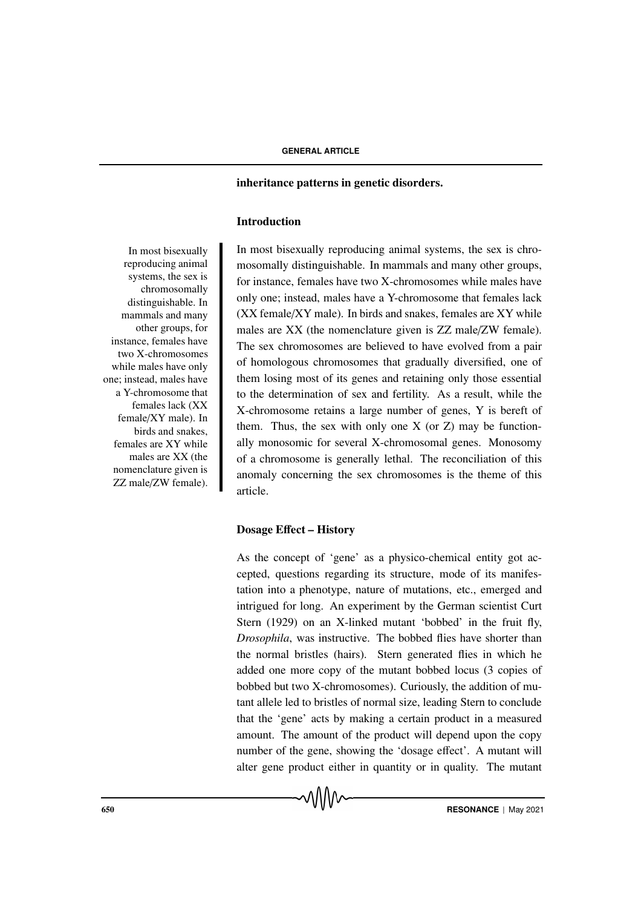**inheritance patterns in genetic disorders.**

## Introduction

In most bisexually reproducing animal systems, the sex is chromosomally distinguishable. In mammals and many other groups, for instance, females have two X-chromosomes while males have only one; instead, males have a Y-chromosome that females lack (XX female/XY male). In birds and snakes, females are XY while males are XX (the nomenclature given is ZZ male/ZW female). The sex chromosomes are believed to have evolved from a pair of homologous chromosomes that gradually diversified, one of them losing most of its genes and retaining only those essential to the determination of sex and fertility. As a result, while the X-chromosome retains a large number of genes, Y is bereft of them. Thus, the sex with only one X (or Z) may be functionally monosomic for several X-chromosomal genes. Monosomy of a chromosome is generally lethal. The reconciliation of this anomaly concerning the sex chromosomes is the theme of this article.

## Dosage Effect – History

As the concept of 'gene' as a physico-chemical entity got accepted, questions regarding its structure, mode of its manifestation into a phenotype, nature of mutations, etc., emerged and intrigued for long. An experiment by the German scientist Curt Stern (1929) on an X-linked mutant 'bobbed' in the fruit fly, *Drosophila*, was instructive. The bobbed flies have shorter than the normal bristles (hairs). Stern generated flies in which he added one more copy of the mutant bobbed locus (3 copies of bobbed but two X-chromosomes). Curiously, the addition of mutant allele led to bristles of normal size, leading Stern to conclude that the 'gene' acts by making a certain product in a measured amount. The amount of the product will depend upon the copy number of the gene, showing the 'dosage effect'. A mutant will alter gene product either in quantity or in quality. The mutant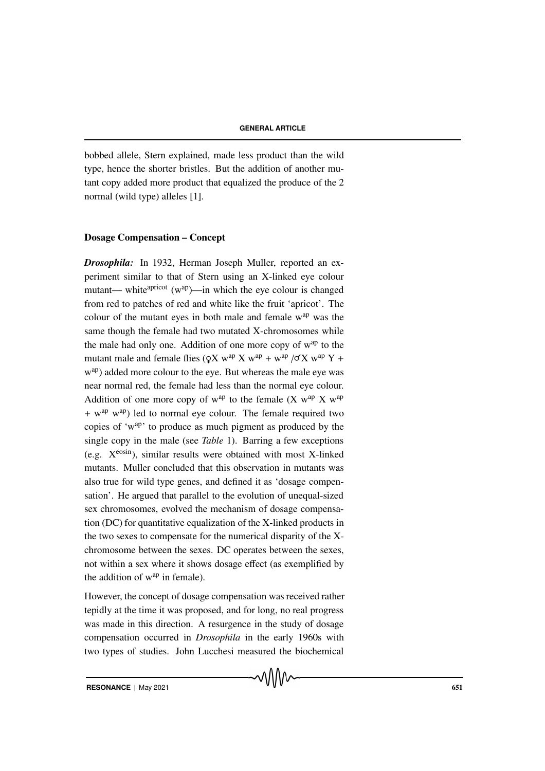bobbed allele, Stern explained, made less product than the wild type, hence the shorter bristles. But the addition of another mutant copy added more product that equalized the produce of the 2 normal (wild type) alleles [1].

### Dosage Compensation – Concept

***Drosophila:*** In 1932, Herman Joseph Muller, reported an experiment similar to that of Stern using an X-linked eye colour mutant— white$^{apricot}$ ($w^{ap}$)—in which the eye colour is changed from red to patches of red and white like the fruit 'apricot'. The colour of the mutant eyes in both male and female $w^{ap}$ was the same though the female had two mutated X-chromosomes while the male had only one. Addition of one more copy of $w^{ap}$ to the mutant male and female flies (♀X $w^{ap}$ X $w^{ap}$ + $w^{ap}$ /♂X $w^{ap}$ Y + $w^{ap}$) added more colour to the eye. But whereas the male eye was near normal red, the female had less than the normal eye colour. Addition of one more copy of $w^{ap}$ to the female (X $w^{ap}$ X $w^{ap}$ + $w^{ap}$ $w^{ap}$) led to normal eye colour. The female required two copies of '$w^{ap}$' to produce as much pigment as produced by the single copy in the male (see *Table* 1). Barring a few exceptions (e.g. X$^{eosin}$), similar results were obtained with most X-linked mutants. Muller concluded that this observation in mutants was also true for wild type genes, and defined it as 'dosage compensation'. He argued that parallel to the evolution of unequal-sized sex chromosomes, evolved the mechanism of dosage compensation (DC) for quantitative equalization of the X-linked products in the two sexes to compensate for the numerical disparity of the X-chromosome between the sexes. DC operates between the sexes, not within a sex where it shows dosage effect (as exemplified by the addition of $w^{ap}$ in female).

However, the concept of dosage compensation was received rather tepidly at the time it was proposed, and for long, no real progress was made in this direction. A resurgence in the study of dosage compensation occurred in *Drosophila* in the early 1960s with two types of studies. John Lucchesi measured the biochemical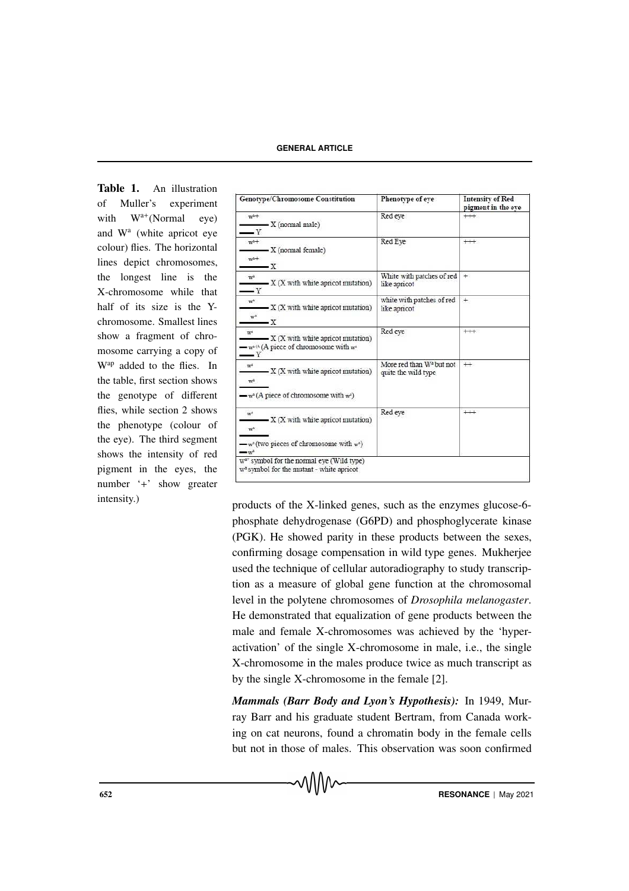**Table 1.** An illustration of Muller's experiment with $W^{a+}$(Normal eye) and $W^{a}$ (white apricot eye colour) flies. The horizontal lines depict chromosomes, the longest line is the X-chromosome while that half of its size is the Y-chromosome. Smallest lines show a fragment of chromosome carrying a copy of $W^{ap}$ added to the flies. In the table, first section shows the genotype of different flies, while section 2 shows the phenotype (colour of the eye). The third segment shows the intensity of red pigment in the eyes, the number '+' show greater intensity.)

| Genotype/Chromosome Constitution | Phenotype of eye | Intensity of Red pigment in the eye |
|---|---|---|
| $w^{a+}$ X (normal male); Y | Red eye | +++ |
| $w^{a+}$ X (normal female); $w^{a+}$ X | Red Eye | +++ |
| $w^{a}$ X (X with white apricot mutation); Y | White with patches of red like apricot | + |
| $w^{a}$ X (X with white apricot mutation); $w^{a}$ X | white with patches of red like apricot | + |
| $w^{a}$ X (X with white apricot mutation); $w^{a}$ (A piece of chromosome with $w^{a}$); Y | Red eye | +++ |
| $w^{a}$ X (X with white apricot mutation); $w^{a}$; $w^{a}$ (A piece of chromosome with $w^{a}$) | More red than $W^{a}$ but not quite the wild type | ++ |
| $w^{a}$ X (X with white apricot mutation); $w^{a}$; $w^{a}$ (two pieces of chromosome with $w^{a}$); $w^{a}$ | Red eye | +++ |
| $W^{a+}$ symbol for the normal eye (Wild type); $W^{a}$ symbol for the mutant - white apricot | | |

products of the X-linked genes, such as the enzymes glucose-6-phosphate dehydrogenase (G6PD) and phosphoglycerate kinase (PGK). He showed parity in these products between the sexes, confirming dosage compensation in wild type genes. Mukherjee used the technique of cellular autoradiography to study transcription as a measure of global gene function at the chromosomal level in the polytene chromosomes of *Drosophila melanogaster*. He demonstrated that equalization of gene products between the male and female X-chromosomes was achieved by the 'hyper-activation' of the single X-chromosome in male, i.e., the single X-chromosome in the males produce twice as much transcript as by the single X-chromosome in the female [2].

***Mammals (Barr Body and Lyon's Hypothesis):*** In 1949, Murray Barr and his graduate student Bertram, from Canada working on cat neurons, found a chromatin body in the female cells but not in those of males. This observation was soon confirmed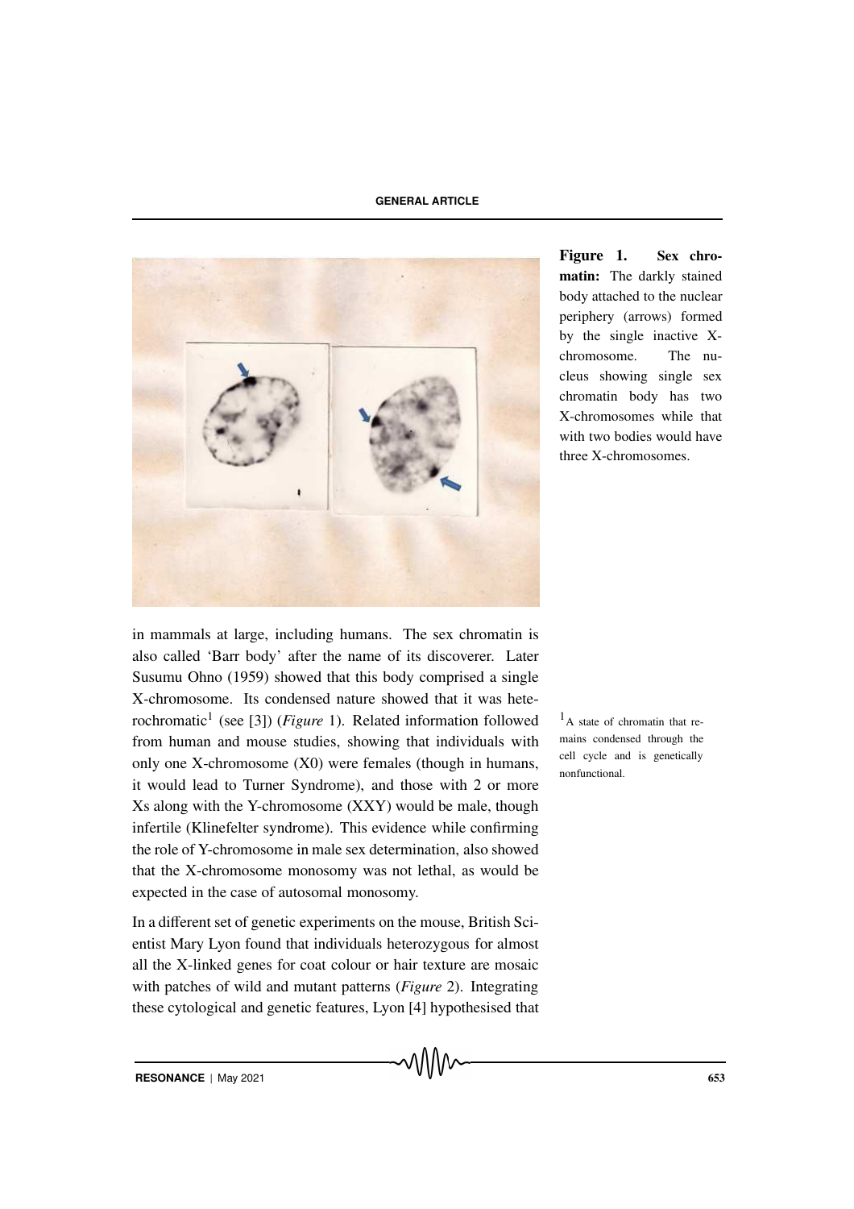**Figure 1. Sex chromatin:** The darkly stained body attached to the nuclear periphery (arrows) formed by the single inactive X-chromosome. The nucleus showing single sex chromatin body has two X-chromosomes while that with two bodies would have three X-chromosomes.

in mammals at large, including humans. The sex chromatin is also called 'Barr body' after the name of its discoverer. Later Susumu Ohno (1959) showed that this body comprised a single X-chromosome. Its condensed nature showed that it was heterochromatic[1] (see [3]) (*Figure* 1). Related information followed from human and mouse studies, showing that individuals with only one X-chromosome (X0) were females (though in humans, it would lead to Turner Syndrome), and those with 2 or more Xs along with the Y-chromosome (XXY) would be male, though infertile (Klinefelter syndrome). This evidence while confirming the role of Y-chromosome in male sex determination, also showed that the X-chromosome monosomy was not lethal, as would be expected in the case of autosomal monosomy.

[1] A state of chromatin that remains condensed through the cell cycle and is genetically nonfunctional.

In a different set of genetic experiments on the mouse, British Scientist Mary Lyon found that individuals heterozygous for almost all the X-linked genes for coat colour or hair texture are mosaic with patches of wild and mutant patterns (*Figure* 2). Integrating these cytological and genetic features, Lyon [4] hypothesised that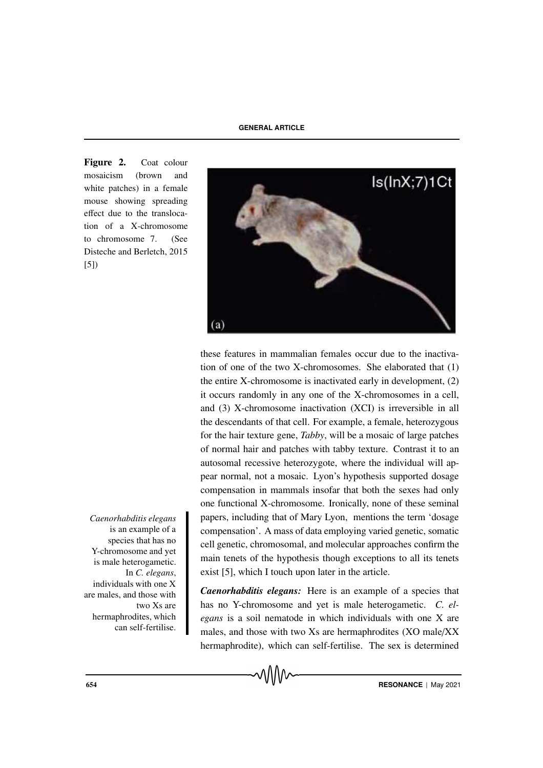**Figure 2.** Coat colour mosaicism (brown and white patches) in a female mouse showing spreading effect due to the translocation of a X-chromosome to chromosome 7. (See Disteche and Berletch, 2015 [5])

these features in mammalian females occur due to the inactivation of one of the two X-chromosomes. She elaborated that (1) the entire X-chromosome is inactivated early in development, (2) it occurs randomly in any one of the X-chromosomes in a cell, and (3) X-chromosome inactivation (XCI) is irreversible in all the descendants of that cell. For example, a female, heterozygous for the hair texture gene, *Tabby*, will be a mosaic of large patches of normal hair and patches with tabby texture. Contrast it to an autosomal recessive heterozygote, where the individual will appear normal, not a mosaic. Lyon's hypothesis supported dosage compensation in mammals insofar that both the sexes had only one functional X-chromosome. Ironically, none of these seminal papers, including that of Mary Lyon, mentions the term 'dosage compensation'. A mass of data employing varied genetic, somatic cell genetic, chromosomal, and molecular approaches confirm the main tenets of the hypothesis though exceptions to all its tenets exist [5], which I touch upon later in the article.

*Caenorhabditis elegans* is an example of a species that has no Y-chromosome and yet is male heterogametic. In *C. elegans*, individuals with one X are males, and those with two Xs are hermaphrodites, which can self-fertilise.

***Caenorhabditis elegans:*** Here is an example of a species that has no Y-chromosome and yet is male heterogametic. *C. elegans* is a soil nematode in which individuals with one X are males, and those with two Xs are hermaphrodites (XO male/XX hermaphrodite), which can self-fertilise. The sex is determined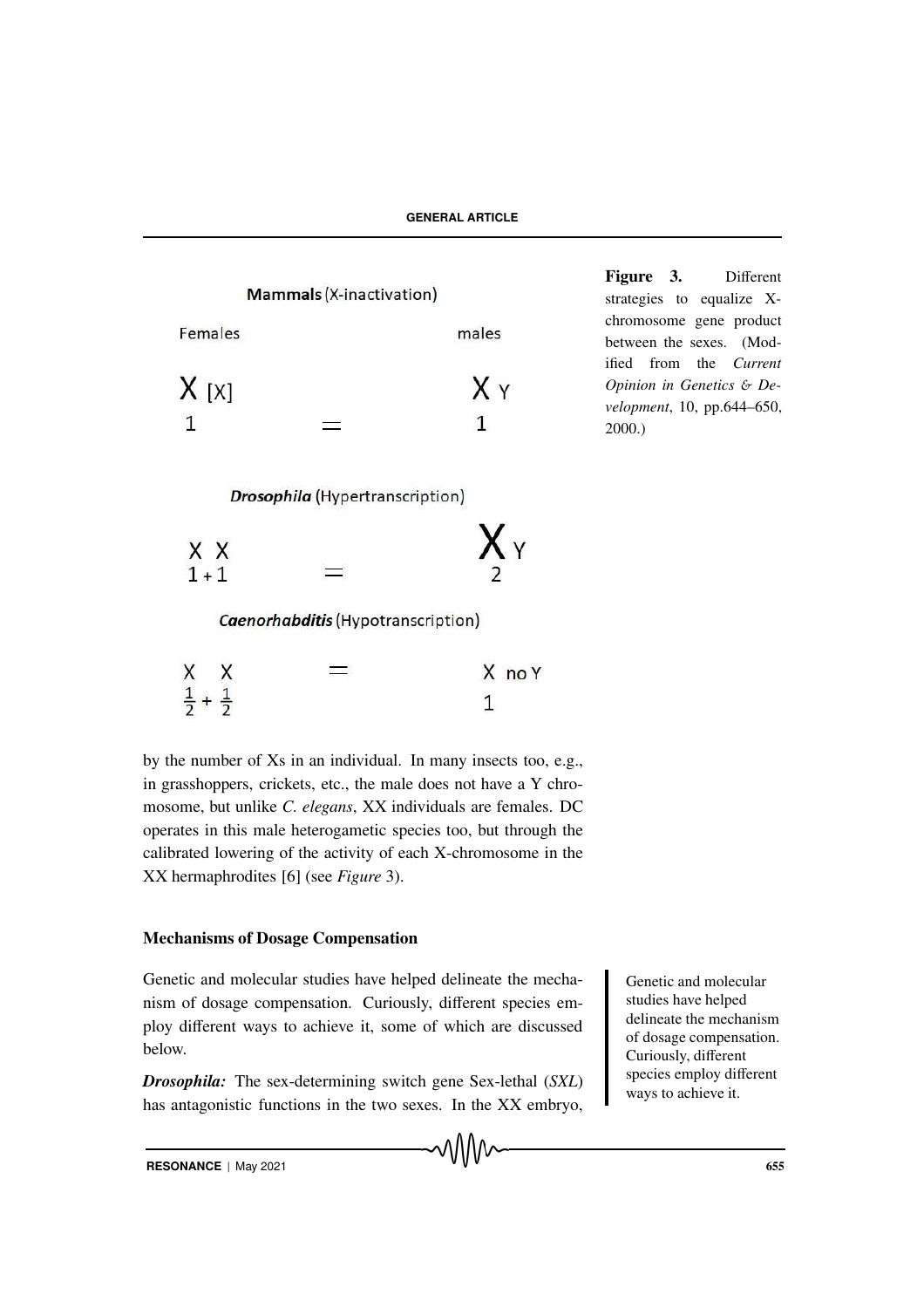**Mammals** (X-inactivation)

| Females | | males |
|---|---|---|
| X [X] | | X Y |
| 1 | = | 1 |

***Drosophila*** (Hypertranscription)

| | | |
|---|---|---|
| X X | | X Y |
| 1 + 1 | = | 2 |

***Caenorhabditis*** (Hypotranscription)

| | | |
|---|---|---|
| X X | = | X no Y |
| $\frac{1}{2} + \frac{1}{2}$ | | 1 |

**Figure 3.** Different strategies to equalize X-chromosome gene product between the sexes. (Modified from the *Current Opinion in Genetics & Development*, 10, pp.644–650, 2000.)

by the number of Xs in an individual. In many insects too, e.g., in grasshoppers, crickets, etc., the male does not have a Y chromosome, but unlike *C. elegans*, XX individuals are females. DC operates in this male heterogametic species too, but through the calibrated lowering of the activity of each X-chromosome in the XX hermaphrodites [6] (see *Figure* 3).

### Mechanisms of Dosage Compensation

Genetic and molecular studies have helped delineate the mechanism of dosage compensation. Curiously, different species employ different ways to achieve it, some of which are discussed below.

Genetic and molecular studies have helped delineate the mechanism of dosage compensation. Curiously, different species employ different ways to achieve it.

***Drosophila:*** The sex-determining switch gene Sex-lethal (*SXL*) has antagonistic functions in the two sexes. In the XX embryo,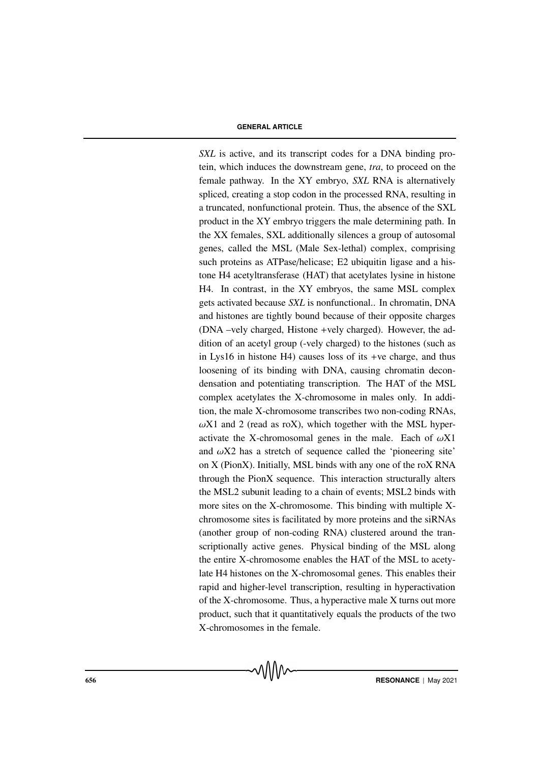*SXL* is active, and its transcript codes for a DNA binding protein, which induces the downstream gene, *tra*, to proceed on the female pathway. In the XY embryo, *SXL* RNA is alternatively spliced, creating a stop codon in the processed RNA, resulting in a truncated, nonfunctional protein. Thus, the absence of the SXL product in the XY embryo triggers the male determining path. In the XX females, SXL additionally silences a group of autosomal genes, called the MSL (Male Sex-lethal) complex, comprising such proteins as ATPase/helicase; E2 ubiquitin ligase and a histone H4 acetyltransferase (HAT) that acetylates lysine in histone H4. In contrast, in the XY embryos, the same MSL complex gets activated because *SXL* is nonfunctional.. In chromatin, DNA and histones are tightly bound because of their opposite charges (DNA –vely charged, Histone +vely charged). However, the addition of an acetyl group (-vely charged) to the histones (such as in Lys16 in histone H4) causes loss of its +ve charge, and thus loosening of its binding with DNA, causing chromatin decondensation and potentiating transcription. The HAT of the MSL complex acetylates the X-chromosome in males only. In addition, the male X-chromosome transcribes two non-coding RNAs, $\omega$X1 and 2 (read as roX), which together with the MSL hyperactivate the X-chromosomal genes in the male. Each of $\omega$X1 and $\omega$X2 has a stretch of sequence called the 'pioneering site' on X (PionX). Initially, MSL binds with any one of the roX RNA through the PionX sequence. This interaction structurally alters the MSL2 subunit leading to a chain of events; MSL2 binds with more sites on the X-chromosome. This binding with multiple X-chromosome sites is facilitated by more proteins and the siRNAs (another group of non-coding RNA) clustered around the transcriptionally active genes. Physical binding of the MSL along the entire X-chromosome enables the HAT of the MSL to acetylate H4 histones on the X-chromosomal genes. This enables their rapid and higher-level transcription, resulting in hyperactivation of the X-chromosome. Thus, a hyperactive male X turns out more product, such that it quantitatively equals the products of the two X-chromosomes in the female.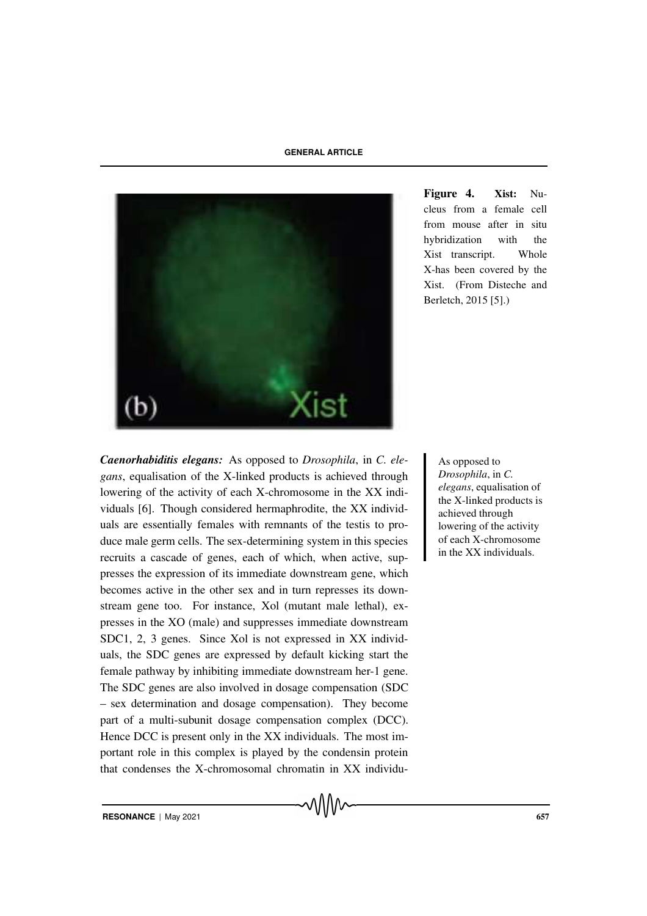**Figure 4.** **Xist:** Nucleus from a female cell from mouse after in situ hybridization with the Xist transcript. Whole X-has been covered by the Xist. (From Disteche and Berletch, 2015 [5].)

***Caenorhabiditis elegans:*** As opposed to *Drosophila*, in *C. elegans*, equalisation of the X-linked products is achieved through lowering of the activity of each X-chromosome in the XX individuals [6]. Though considered hermaphrodite, the XX individuals are essentially females with remnants of the testis to produce male germ cells. The sex-determining system in this species recruits a cascade of genes, each of which, when active, suppresses the expression of its immediate downstream gene, which becomes active in the other sex and in turn represses its downstream gene too. For instance, Xol (mutant male lethal), expresses in the XO (male) and suppresses immediate downstream SDC1, 2, 3 genes. Since Xol is not expressed in XX individuals, the SDC genes are expressed by default kicking start the female pathway by inhibiting immediate downstream her-1 gene. The SDC genes are also involved in dosage compensation (SDC – sex determination and dosage compensation). They become part of a multi-subunit dosage compensation complex (DCC). Hence DCC is present only in the XX individuals. The most important role in this complex is played by the condensin protein that condenses the X-chromosomal chromatin in XX individu-

> As opposed to *Drosophila*, in *C. elegans*, equalisation of the X-linked products is achieved through lowering of the activity of each X-chromosome in the XX individuals.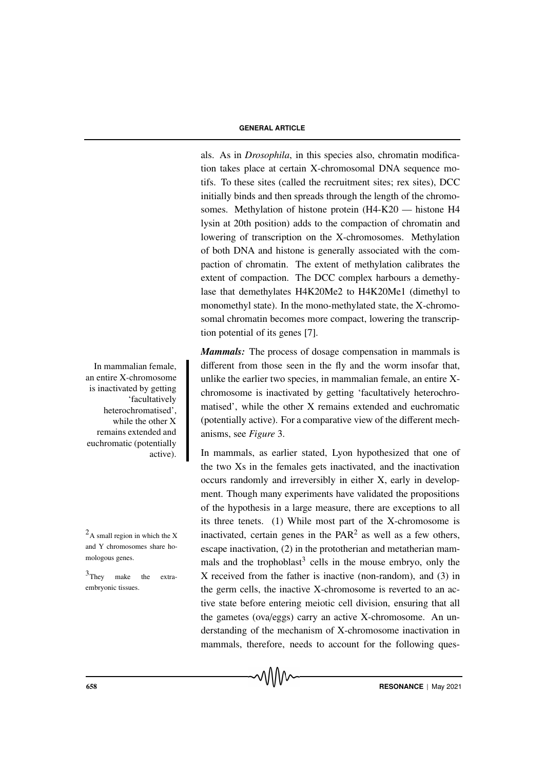als. As in *Drosophila*, in this species also, chromatin modification takes place at certain X-chromosomal DNA sequence motifs. To these sites (called the recruitment sites; rex sites), DCC initially binds and then spreads through the length of the chromosomes. Methylation of histone protein (H4-K20 — histone H4 lysin at 20th position) adds to the compaction of chromatin and lowering of transcription on the X-chromosomes. Methylation of both DNA and histone is generally associated with the compaction of chromatin. The extent of methylation calibrates the extent of compaction. The DCC complex harbours a demethylase that demethylates H4K20Me2 to H4K20Me1 (dimethyl to monomethyl state). In the mono-methylated state, the X-chromosomal chromatin becomes more compact, lowering the transcription potential of its genes [7].

In mammalian female, an entire X-chromosome is inactivated by getting 'facultatively heterochromatised', while the other X remains extended and euchromatic (potentially active).

***Mammals:*** The process of dosage compensation in mammals is different from those seen in the fly and the worm insofar that, unlike the earlier two species, in mammalian female, an entire X-chromosome is inactivated by getting 'facultatively heterochromatised', while the other X remains extended and euchromatic (potentially active). For a comparative view of the different mechanisms, see *Figure* 3.

In mammals, as earlier stated, Lyon hypothesized that one of the two Xs in the females gets inactivated, and the inactivation occurs randomly and irreversibly in either X, early in development. Though many experiments have validated the propositions of the hypothesis in a large measure, there are exceptions to all its three tenets. (1) While most part of the X-chromosome is inactivated, certain genes in the PAR[2] as well as a few others, escape inactivation, (2) in the prototherian and metatherian mammals and the trophoblast[3] cells in the mouse embryo, only the X received from the father is inactive (non-random), and (3) in the germ cells, the inactive X-chromosome is reverted to an active state before entering meiotic cell division, ensuring that all the gametes (ova/eggs) carry an active X-chromosome. An understanding of the mechanism of X-chromosome inactivation in mammals, therefore, needs to account for the following ques-

[2] A small region in which the X and Y chromosomes share homologous genes.

[3] They make the extra-embryonic tissues.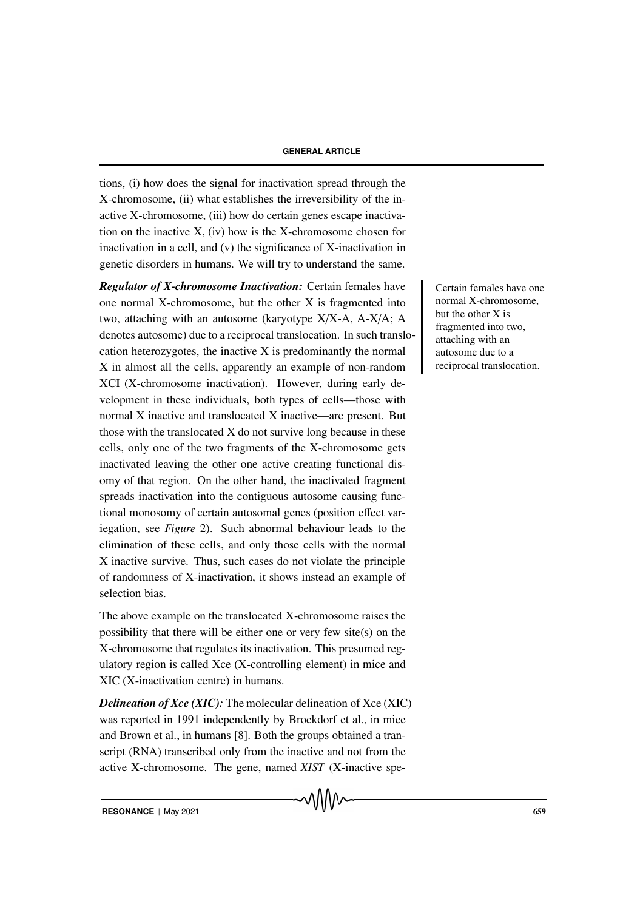tions, (i) how does the signal for inactivation spread through the X-chromosome, (ii) what establishes the irreversibility of the inactive X-chromosome, (iii) how do certain genes escape inactivation on the inactive X, (iv) how is the X-chromosome chosen for inactivation in a cell, and (v) the significance of X-inactivation in genetic disorders in humans. We will try to understand the same.

***Regulator of X-chromosome Inactivation:*** Certain females have one normal X-chromosome, but the other X is fragmented into two, attaching with an autosome (karyotype X/X-A, A-X/A; A denotes autosome) due to a reciprocal translocation. In such translocation heterozygotes, the inactive X is predominantly the normal X in almost all the cells, apparently an example of non-random XCI (X-chromosome inactivation). However, during early development in these individuals, both types of cells—those with normal X inactive and translocated X inactive—are present. But those with the translocated X do not survive long because in these cells, only one of the two fragments of the X-chromosome gets inactivated leaving the other one active creating functional disomy of that region. On the other hand, the inactivated fragment spreads inactivation into the contiguous autosome causing functional monosomy of certain autosomal genes (position effect variegation, see *Figure* 2). Such abnormal behaviour leads to the elimination of these cells, and only those cells with the normal X inactive survive. Thus, such cases do not violate the principle of randomness of X-inactivation, it shows instead an example of selection bias.

> Certain females have one normal X-chromosome, but the other X is fragmented into two, attaching with an autosome due to a reciprocal translocation.

The above example on the translocated X-chromosome raises the possibility that there will be either one or very few site(s) on the X-chromosome that regulates its inactivation. This presumed regulatory region is called Xce (X-controlling element) in mice and XIC (X-inactivation centre) in humans.

***Delineation of Xce (XIC):*** The molecular delineation of Xce (XIC) was reported in 1991 independently by Brockdorf et al., in mice and Brown et al., in humans [8]. Both the groups obtained a transcript (RNA) transcribed only from the inactive and not from the active X-chromosome. The gene, named *XIST* (X-inactive spe-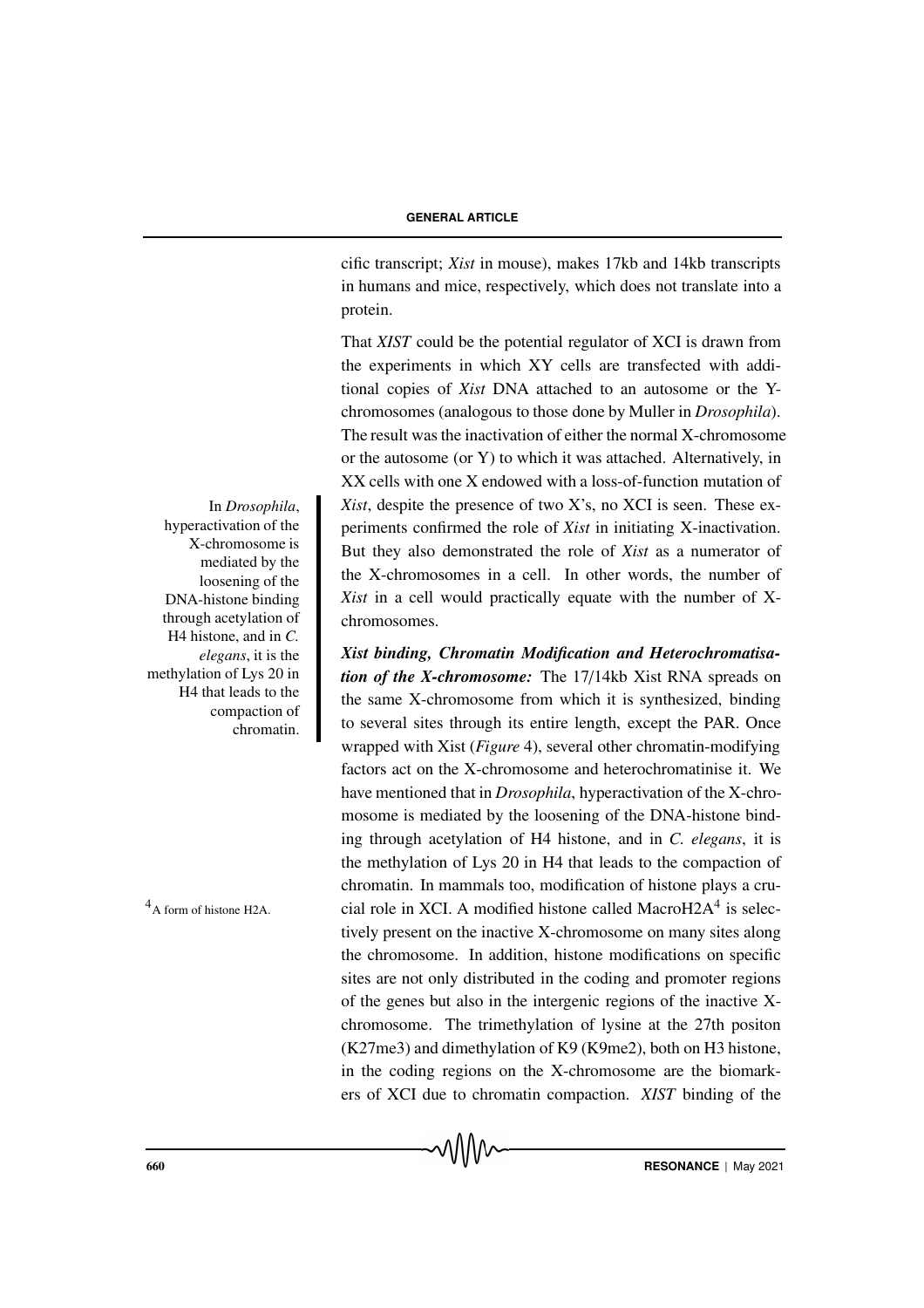cific transcript; *Xist* in mouse), makes 17kb and 14kb transcripts in humans and mice, respectively, which does not translate into a protein.

That *XIST* could be the potential regulator of XCI is drawn from the experiments in which XY cells are transfected with additional copies of *Xist* DNA attached to an autosome or the Y-chromosomes (analogous to those done by Muller in *Drosophila*). The result was the inactivation of either the normal X-chromosome or the autosome (or Y) to which it was attached. Alternatively, in XX cells with one X endowed with a loss-of-function mutation of *Xist*, despite the presence of two X's, no XCI is seen. These experiments confirmed the role of *Xist* in initiating X-inactivation. But they also demonstrated the role of *Xist* as a numerator of the X-chromosomes in a cell. In other words, the number of *Xist* in a cell would practically equate with the number of X-chromosomes.

> In *Drosophila*, hyperactivation of the X-chromosome is mediated by the loosening of the DNA-histone binding through acetylation of H4 histone, and in *C. elegans*, it is the methylation of Lys 20 in H4 that leads to the compaction of chromatin.

***Xist binding, Chromatin Modification and Heterochromatisation of the X-chromosome:*** The 17/14kb Xist RNA spreads on the same X-chromosome from which it is synthesized, binding to several sites through its entire length, except the PAR. Once wrapped with Xist (*Figure* 4), several other chromatin-modifying factors act on the X-chromosome and heterochromatinise it. We have mentioned that in *Drosophila*, hyperactivation of the X-chromosome is mediated by the loosening of the DNA-histone binding through acetylation of H4 histone, and in *C. elegans*, it is the methylation of Lys 20 in H4 that leads to the compaction of chromatin. In mammals too, modification of histone plays a crucial role in XCI. A modified histone called MacroH2A[4] is selectively present on the inactive X-chromosome on many sites along the chromosome. In addition, histone modifications on specific sites are not only distributed in the coding and promoter regions of the genes but also in the intergenic regions of the inactive X-chromosome. The trimethylation of lysine at the 27th positon (K27me3) and dimethylation of K9 (K9me2), both on H3 histone, in the coding regions on the X-chromosome are the biomarkers of XCI due to chromatin compaction. *XIST* binding of the

[4] A form of histone H2A.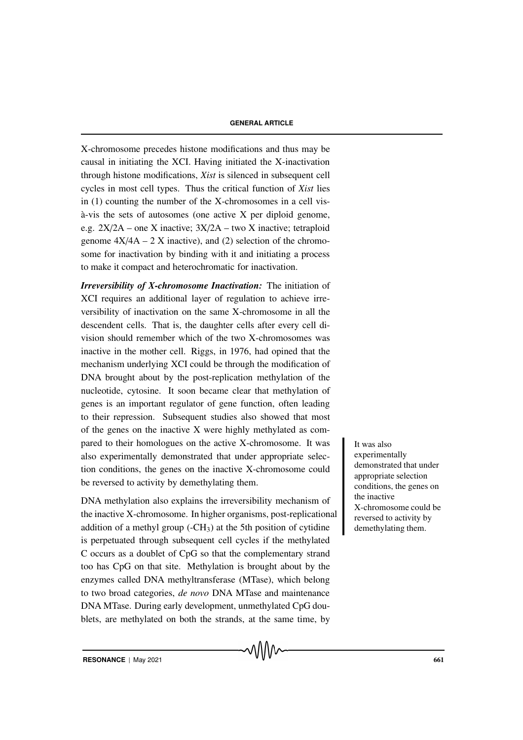X-chromosome precedes histone modifications and thus may be causal in initiating the XCI. Having initiated the X-inactivation through histone modifications, *Xist* is silenced in subsequent cell cycles in most cell types. Thus the critical function of *Xist* lies in (1) counting the number of the X-chromosomes in a cell vis-à-vis the sets of autosomes (one active X per diploid genome, e.g. 2X/2A – one X inactive; 3X/2A – two X inactive; tetraploid genome 4X/4A – 2 X inactive), and (2) selection of the chromosome for inactivation by binding with it and initiating a process to make it compact and heterochromatic for inactivation.

***Irreversibility of X-chromosome Inactivation:*** The initiation of XCI requires an additional layer of regulation to achieve irreversibility of inactivation on the same X-chromosome in all the descendent cells. That is, the daughter cells after every cell division should remember which of the two X-chromosomes was inactive in the mother cell. Riggs, in 1976, had opined that the mechanism underlying XCI could be through the modification of DNA brought about by the post-replication methylation of the nucleotide, cytosine. It soon became clear that methylation of genes is an important regulator of gene function, often leading to their repression. Subsequent studies also showed that most of the genes on the inactive X were highly methylated as compared to their homologues on the active X-chromosome. It was also experimentally demonstrated that under appropriate selection conditions, the genes on the inactive X-chromosome could be reversed to activity by demethylating them.

It was also experimentally demonstrated that under appropriate selection conditions, the genes on the inactive X-chromosome could be reversed to activity by demethylating them.

DNA methylation also explains the irreversibility mechanism of the inactive X-chromosome. In higher organisms, post-replicational addition of a methyl group (-$CH_3$) at the 5th position of cytidine is perpetuated through subsequent cell cycles if the methylated C occurs as a doublet of CpG so that the complementary strand too has CpG on that site. Methylation is brought about by the enzymes called DNA methyltransferase (MTase), which belong to two broad categories, *de novo* DNA MTase and maintenance DNA MTase. During early development, unmethylated CpG doublets, are methylated on both the strands, at the same time, by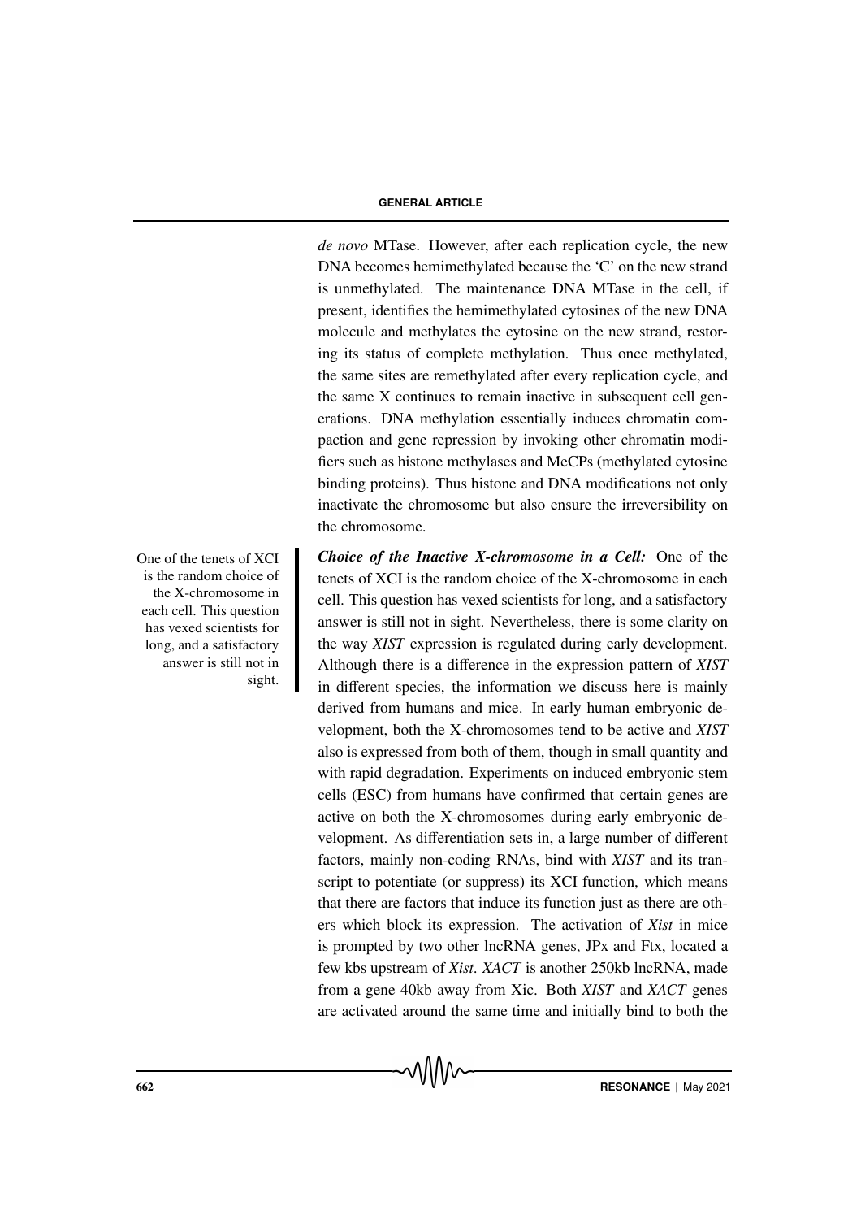*de novo* MTase. However, after each replication cycle, the new DNA becomes hemimethylated because the 'C' on the new strand is unmethylated. The maintenance DNA MTase in the cell, if present, identifies the hemimethylated cytosines of the new DNA molecule and methylates the cytosine on the new strand, restoring its status of complete methylation. Thus once methylated, the same sites are remethylated after every replication cycle, and the same X continues to remain inactive in subsequent cell generations. DNA methylation essentially induces chromatin compaction and gene repression by invoking other chromatin modifiers such as histone methylases and MeCPs (methylated cytosine binding proteins). Thus histone and DNA modifications not only inactivate the chromosome but also ensure the irreversibility on the chromosome.

One of the tenets of XCI is the random choice of the X-chromosome in each cell. This question has vexed scientists for long, and a satisfactory answer is still not in sight.

***Choice of the Inactive X-chromosome in a Cell:*** One of the tenets of XCI is the random choice of the X-chromosome in each cell. This question has vexed scientists for long, and a satisfactory answer is still not in sight. Nevertheless, there is some clarity on the way *XIST* expression is regulated during early development. Although there is a difference in the expression pattern of *XIST* in different species, the information we discuss here is mainly derived from humans and mice. In early human embryonic development, both the X-chromosomes tend to be active and *XIST* also is expressed from both of them, though in small quantity and with rapid degradation. Experiments on induced embryonic stem cells (ESC) from humans have confirmed that certain genes are active on both the X-chromosomes during early embryonic development. As differentiation sets in, a large number of different factors, mainly non-coding RNAs, bind with *XIST* and its transcript to potentiate (or suppress) its XCI function, which means that there are factors that induce its function just as there are others which block its expression. The activation of *Xist* in mice is prompted by two other lncRNA genes, JPx and Ftx, located a few kbs upstream of *Xist*. *XACT* is another 250kb lncRNA, made from a gene 40kb away from Xic. Both *XIST* and *XACT* genes are activated around the same time and initially bind to both the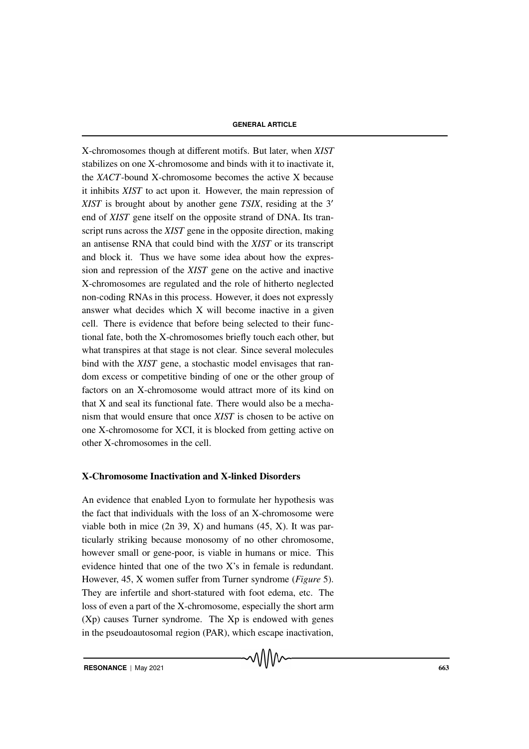X-chromosomes though at different motifs. But later, when *XIST* stabilizes on one X-chromosome and binds with it to inactivate it, the *XACT*-bound X-chromosome becomes the active X because it inhibits *XIST* to act upon it. However, the main repression of *XIST* is brought about by another gene *TSIX*, residing at the 3′ end of *XIST* gene itself on the opposite strand of DNA. Its transcript runs across the *XIST* gene in the opposite direction, making an antisense RNA that could bind with the *XIST* or its transcript and block it. Thus we have some idea about how the expression and repression of the *XIST* gene on the active and inactive X-chromosomes are regulated and the role of hitherto neglected non-coding RNAs in this process. However, it does not expressly answer what decides which X will become inactive in a given cell. There is evidence that before being selected to their functional fate, both the X-chromosomes briefly touch each other, but what transpires at that stage is not clear. Since several molecules bind with the *XIST* gene, a stochastic model envisages that random excess or competitive binding of one or the other group of factors on an X-chromosome would attract more of its kind on that X and seal its functional fate. There would also be a mechanism that would ensure that once *XIST* is chosen to be active on one X-chromosome for XCI, it is blocked from getting active on other X-chromosomes in the cell.

## X-Chromosome Inactivation and X-linked Disorders

An evidence that enabled Lyon to formulate her hypothesis was the fact that individuals with the loss of an X-chromosome were viable both in mice (2n 39, X) and humans (45, X). It was particularly striking because monosomy of no other chromosome, however small or gene-poor, is viable in humans or mice. This evidence hinted that one of the two X's in female is redundant. However, 45, X women suffer from Turner syndrome (*Figure* 5). They are infertile and short-statured with foot edema, etc. The loss of even a part of the X-chromosome, especially the short arm (Xp) causes Turner syndrome. The Xp is endowed with genes in the pseudoautosomal region (PAR), which escape inactivation,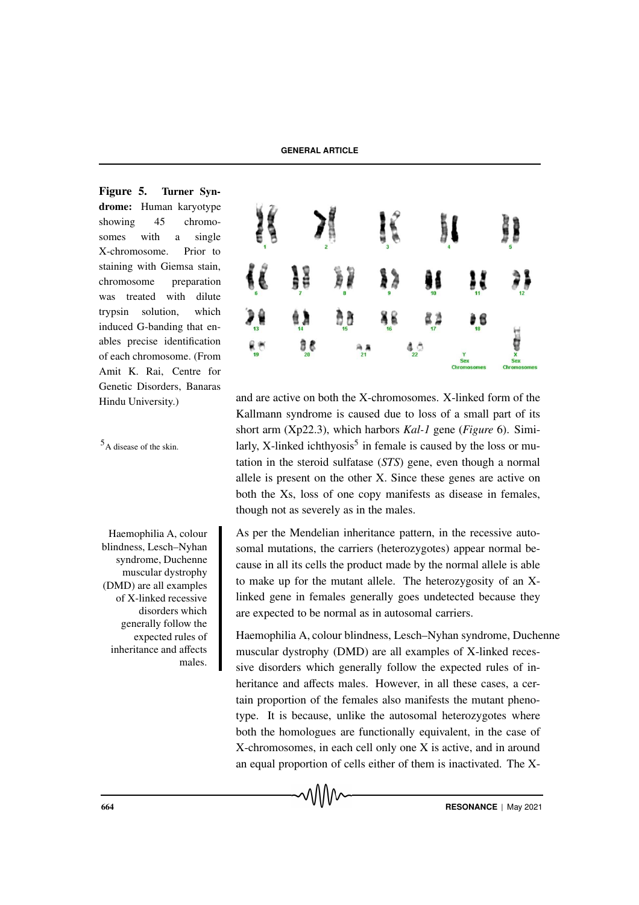**Figure 5. Turner Syndrome:** Human karyotype showing 45 chromosomes with a single X-chromosome. Prior to staining with Giemsa stain, chromosome preparation was treated with dilute trypsin solution, which induced G-banding that enables precise identification of each chromosome. (From Amit K. Rai, Centre for Genetic Disorders, Banaras Hindu University.)

and are active on both the X-chromosomes. X-linked form of the Kallmann syndrome is caused due to loss of a small part of its short arm (Xp22.3), which harbors *Kal-1* gene (*Figure* 6). Similarly, X-linked ichthyosis[5] in female is caused by the loss or mutation in the steroid sulfatase (*STS*) gene, even though a normal allele is present on the other X. Since these genes are active on both the Xs, loss of one copy manifests as disease in females, though not as severely as in the males.

[5] A disease of the skin.

As per the Mendelian inheritance pattern, in the recessive autosomal mutations, the carriers (heterozygotes) appear normal because in all its cells the product made by the normal allele is able to make up for the mutant allele. The heterozygosity of an X-linked gene in females generally goes undetected because they are expected to be normal as in autosomal carriers.

Haemophilia A, colour blindness, Lesch–Nyhan syndrome, Duchenne muscular dystrophy (DMD) are all examples of X-linked recessive disorders which generally follow the expected rules of inheritance and affects males. However, in all these cases, a certain proportion of the females also manifests the mutant phenotype. It is because, unlike the autosomal heterozygotes where both the homologues are functionally equivalent, in the case of X-chromosomes, in each cell only one X is active, and in around an equal proportion of cells either of them is inactivated. The X-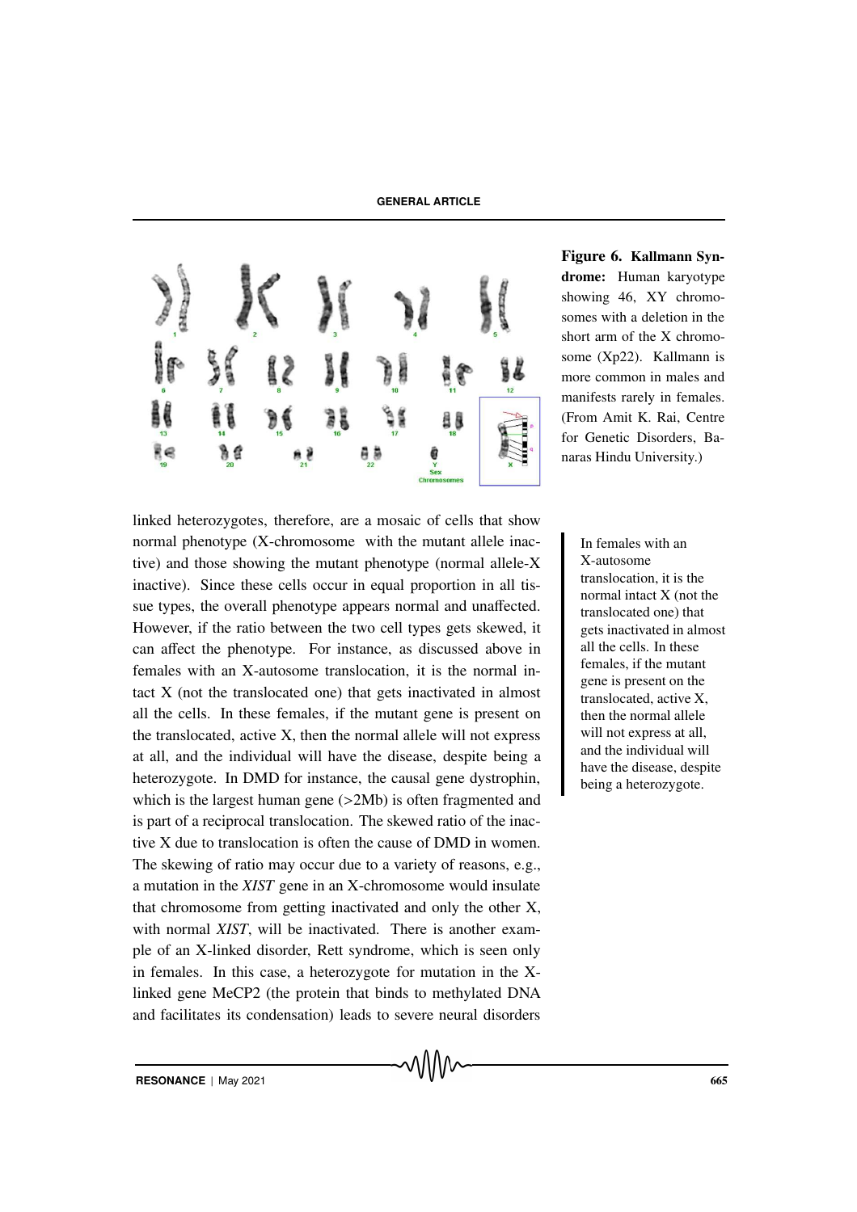**Figure 6. Kallmann Syndrome:** Human karyotype showing 46, XY chromosomes with a deletion in the short arm of the X chromosome (Xp22). Kallmann is more common in males and manifests rarely in females. (From Amit K. Rai, Centre for Genetic Disorders, Banaras Hindu University.)

linked heterozygotes, therefore, are a mosaic of cells that show normal phenotype (X-chromosome with the mutant allele inactive) and those showing the mutant phenotype (normal allele-X inactive). Since these cells occur in equal proportion in all tissue types, the overall phenotype appears normal and unaffected. However, if the ratio between the two cell types gets skewed, it can affect the phenotype. For instance, as discussed above in females with an X-autosome translocation, it is the normal intact X (not the translocated one) that gets inactivated in almost all the cells. In these females, if the mutant gene is present on the translocated, active X, then the normal allele will not express at all, and the individual will have the disease, despite being a heterozygote. In DMD for instance, the causal gene dystrophin, which is the largest human gene (>2Mb) is often fragmented and is part of a reciprocal translocation. The skewed ratio of the inactive X due to translocation is often the cause of DMD in women. The skewing of ratio may occur due to a variety of reasons, e.g., a mutation in the *XIST* gene in an X-chromosome would insulate that chromosome from getting inactivated and only the other X, with normal *XIST*, will be inactivated. There is another example of an X-linked disorder, Rett syndrome, which is seen only in females. In this case, a heterozygote for mutation in the X-linked gene MeCP2 (the protein that binds to methylated DNA and facilitates its condensation) leads to severe neural disorders

> In females with an X-autosome translocation, it is the normal intact X (not the translocated one) that gets inactivated in almost all the cells. In these females, if the mutant gene is present on the translocated, active X, then the normal allele will not express at all, and the individual will have the disease, despite being a heterozygote.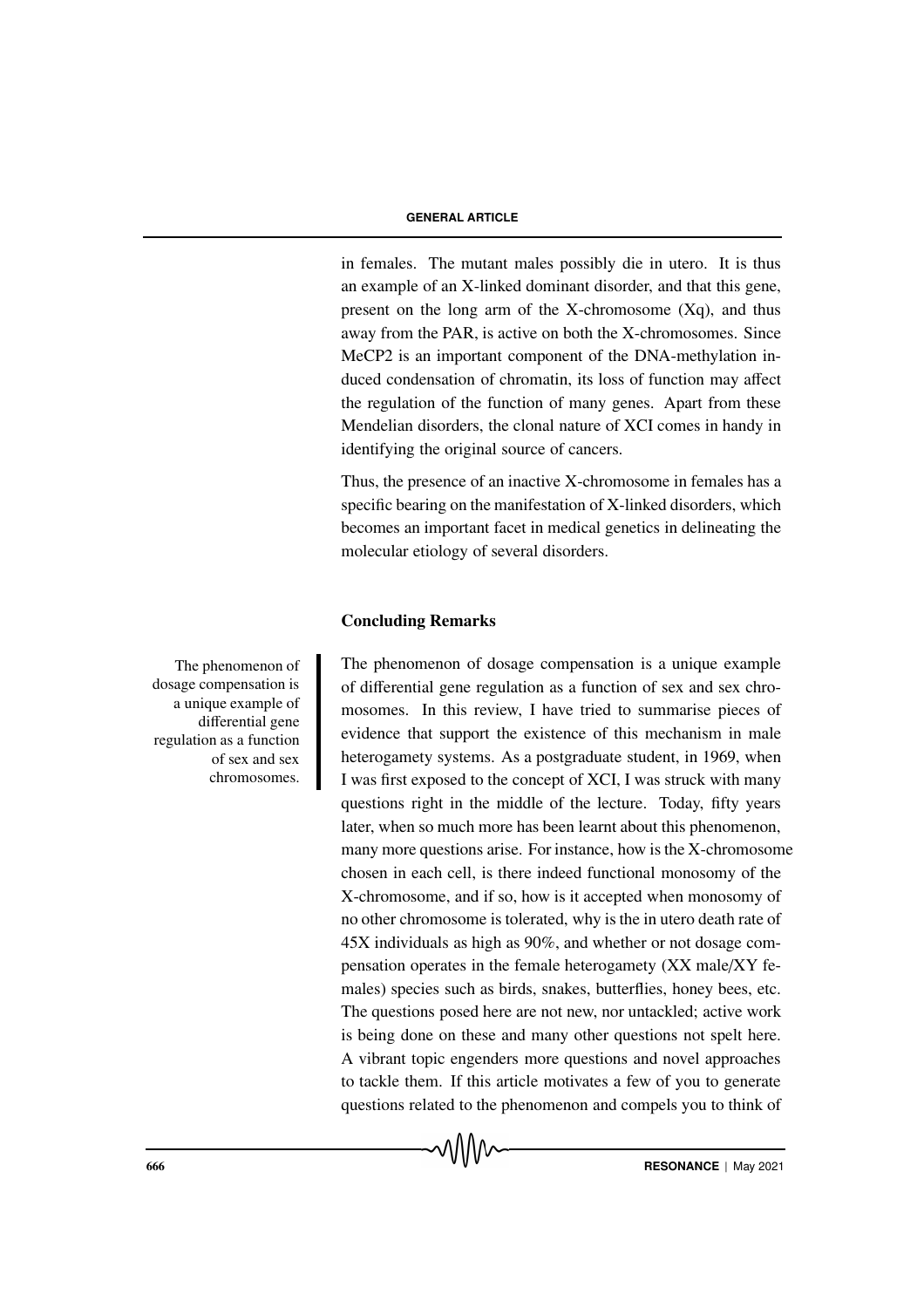in females. The mutant males possibly die in utero. It is thus an example of an X-linked dominant disorder, and that this gene, present on the long arm of the X-chromosome (Xq), and thus away from the PAR, is active on both the X-chromosomes. Since MeCP2 is an important component of the DNA-methylation induced condensation of chromatin, its loss of function may affect the regulation of the function of many genes. Apart from these Mendelian disorders, the clonal nature of XCI comes in handy in identifying the original source of cancers.

Thus, the presence of an inactive X-chromosome in females has a specific bearing on the manifestation of X-linked disorders, which becomes an important facet in medical genetics in delineating the molecular etiology of several disorders.

## Concluding Remarks

The phenomenon of dosage compensation is a unique example of differential gene regulation as a function of sex and sex chromosomes.

The phenomenon of dosage compensation is a unique example of differential gene regulation as a function of sex and sex chromosomes. In this review, I have tried to summarise pieces of evidence that support the existence of this mechanism in male heterogamety systems. As a postgraduate student, in 1969, when I was first exposed to the concept of XCI, I was struck with many questions right in the middle of the lecture. Today, fifty years later, when so much more has been learnt about this phenomenon, many more questions arise. For instance, how is the X-chromosome chosen in each cell, is there indeed functional monosomy of the X-chromosome, and if so, how is it accepted when monosomy of no other chromosome is tolerated, why is the in utero death rate of 45X individuals as high as 90%, and whether or not dosage compensation operates in the female heterogamety (XX male/XY females) species such as birds, snakes, butterflies, honey bees, etc. The questions posed here are not new, nor untackled; active work is being done on these and many other questions not spelt here. A vibrant topic engenders more questions and novel approaches to tackle them. If this article motivates a few of you to generate questions related to the phenomenon and compels you to think of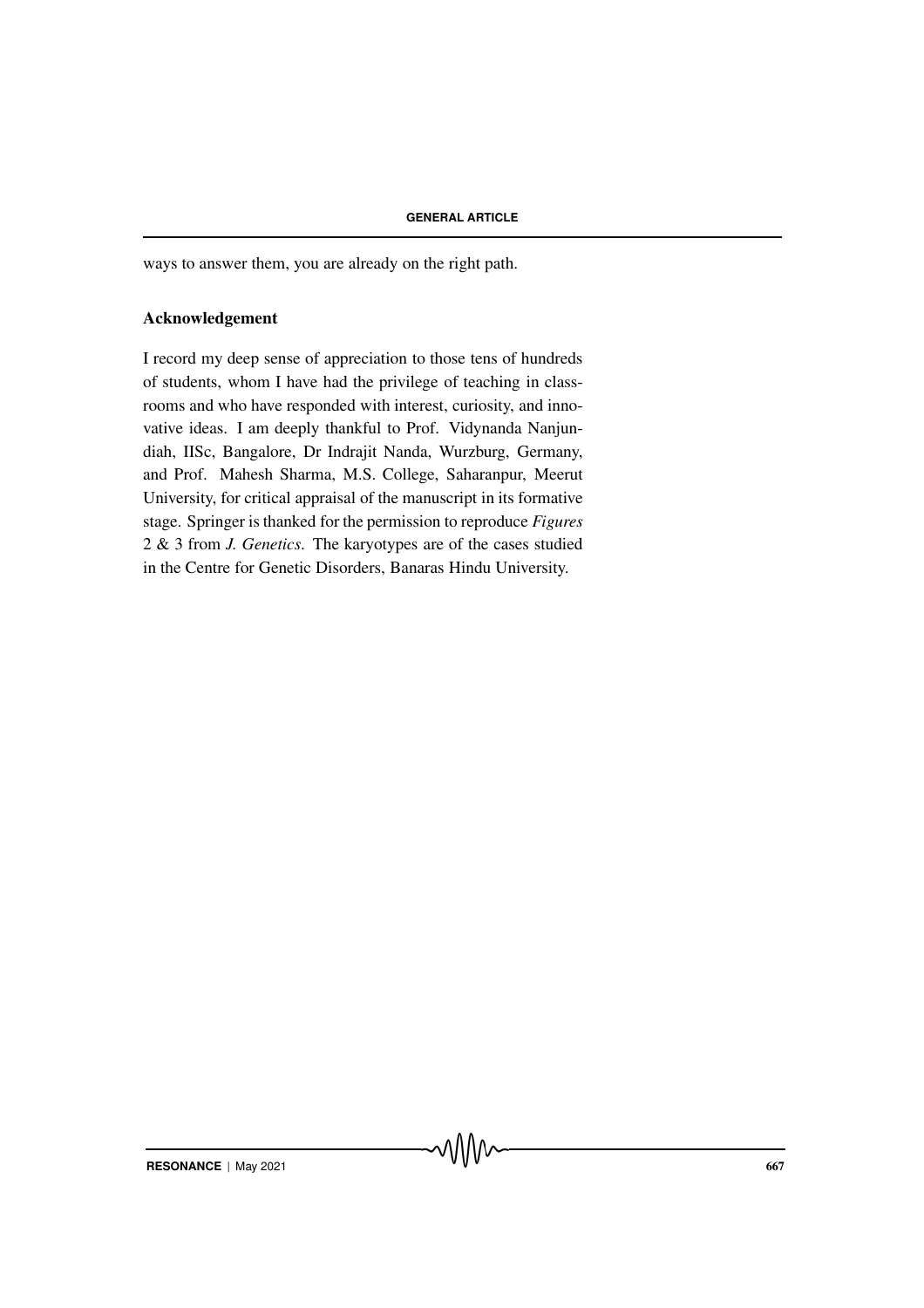ways to answer them, you are already on the right path.

## Acknowledgement

I record my deep sense of appreciation to those tens of hundreds of students, whom I have had the privilege of teaching in classrooms and who have responded with interest, curiosity, and innovative ideas. I am deeply thankful to Prof. Vidynanda Nanjundiah, IISc, Bangalore, Dr Indrajit Nanda, Wurzburg, Germany, and Prof. Mahesh Sharma, M.S. College, Saharanpur, Meerut University, for critical appraisal of the manuscript in its formative stage. Springer is thanked for the permission to reproduce *Figures* 2 & 3 from *J. Genetics*. The karyotypes are of the cases studied in the Centre for Genetic Disorders, Banaras Hindu University.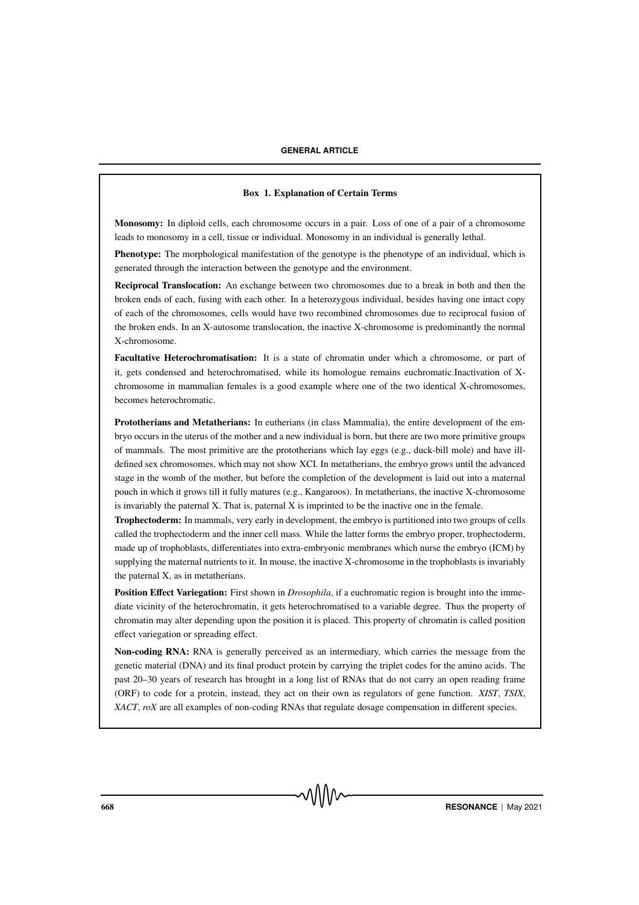### Box 1. Explanation of Certain Terms

**Monosomy:** In diploid cells, each chromosome occurs in a pair. Loss of one of a pair of a chromosome leads to monosomy in a cell, tissue or individual. Monosomy in an individual is generally lethal.

**Phenotype:** The morphological manifestation of the genotype is the phenotype of an individual, which is generated through the interaction between the genotype and the environment.

**Reciprocal Translocation:** An exchange between two chromosomes due to a break in both and then the broken ends of each, fusing with each other. In a heterozygous individual, besides having one intact copy of each of the chromosomes, cells would have two recombined chromosomes due to reciprocal fusion of the broken ends. In an X-autosome translocation, the inactive X-chromosome is predominantly the normal X-chromosome.

**Facultative Heterochromatisation:** It is a state of chromatin under which a chromosome, or part of it, gets condensed and heterochromatised, while its homologue remains euchromatic.Inactivation of X-chromosome in mammalian females is a good example where one of the two identical X-chromosomes, becomes heterochromatic.

**Prototherians and Metatherians:** In eutherians (in class Mammalia), the entire development of the embryo occurs in the uterus of the mother and a new individual is born, but there are two more primitive groups of mammals. The most primitive are the prototherians which lay eggs (e.g., duck-bill mole) and have ill-defined sex chromosomes, which may not show XCI. In metatherians, the embryo grows until the advanced stage in the womb of the mother, but before the completion of the development is laid out into a maternal pouch in which it grows till it fully matures (e.g., Kangaroos). In metatherians, the inactive X-chromosome is invariably the paternal X. That is, paternal X is imprinted to be the inactive one in the female.

**Trophectoderm:** In mammals, very early in development, the embryo is partitioned into two groups of cells called the trophectoderm and the inner cell mass. While the latter forms the embryo proper, trophectoderm, made up of trophoblasts, differentiates into extra-embryonic membranes which nurse the embryo (ICM) by supplying the maternal nutrients to it. In mouse, the inactive X-chromosome in the trophoblasts is invariably the paternal X, as in metatherians.

**Position Effect Variegation:** First shown in *Drosophila*, if a euchromatic region is brought into the immediate vicinity of the heterochromatin, it gets heterochromatised to a variable degree. Thus the property of chromatin may alter depending upon the position it is placed. This property of chromatin is called position effect variegation or spreading effect.

**Non-coding RNA:** RNA is generally perceived as an intermediary, which carries the message from the genetic material (DNA) and its final product protein by carrying the triplet codes for the amino acids. The past 20–30 years of research has brought in a long list of RNAs that do not carry an open reading frame (ORF) to code for a protein, instead, they act on their own as regulators of gene function. *XIST*, *TSIX*, *XACT*, *roX* are all examples of non-coding RNAs that regulate dosage compensation in different species.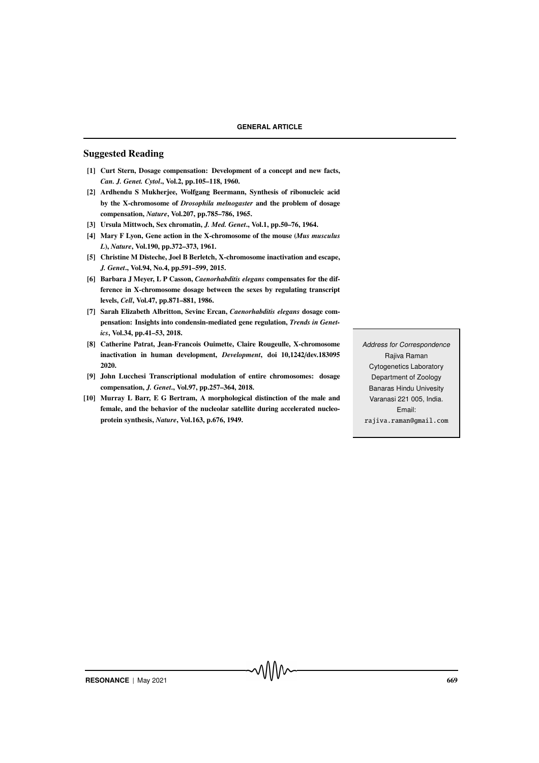## Suggested Reading

[1] **Curt Stern, Dosage compensation: Development of a concept and new facts,** ***Can. J. Genet. Cytol*****., Vol.2, pp.105–118, 1960.**

[2] **Ardhendu S Mukherjee, Wolfgang Beermann, Synthesis of ribonucleic acid by the X-chromosome of** ***Drosophila melnogaster*** **and the problem of dosage compensation,** ***Nature*****, Vol.207, pp.785–786, 1965.**

[3] **Ursula Mittwoch, Sex chromatin,** ***J. Med. Genet*****., Vol.1, pp.50–76, 1964.**

[4] **Mary F Lyon, Gene action in the X-chromosome of the mouse (*****Mus musculus L*****),** ***Nature*****, Vol.190, pp.372–373, 1961.**

[5] **Christine M Disteche, Joel B Berletch, X-chromosome inactivation and escape,** ***J. Genet*****., Vol.94, No.4, pp.591–599, 2015.**

[6] **Barbara J Meyer, L P Casson,** ***Caenorhabditis elegans*** **compensates for the difference in X-chromosome dosage between the sexes by regulating transcript levels,** ***Cell*****, Vol.47, pp.871–881, 1986.**

[7] **Sarah Elizabeth Albritton, Sevinc Ercan,** ***Caenorhabditis elegans*** **dosage compensation: Insights into condensin-mediated gene regulation,** ***Trends in Genetics*****, Vol.34, pp.41–53, 2018.**

[8] **Catherine Patrat, Jean-Francois Ouimette, Claire Rougeulle, X-chromosome inactivation in human development,** ***Development*****, doi 10,1242/dev.183095 2020.**

[9] **John Lucchesi Transcriptional modulation of entire chromosomes: dosage compensation,** ***J. Genet*****., Vol.97, pp.257–364, 2018.**

[10] **Murray L Barr, E G Bertram, A morphological distinction of the male and female, and the behavior of the nucleolar satellite during accelerated nucleoprotein synthesis,** ***Nature*****, Vol.163, p.676, 1949.**

*Address for Correspondence*
Rajiva Raman
Cytogenetics Laboratory
Department of Zoology
Banaras Hindu Univesity
Varanasi 221 005, India.
Email:
rajiva.raman@gmail.com